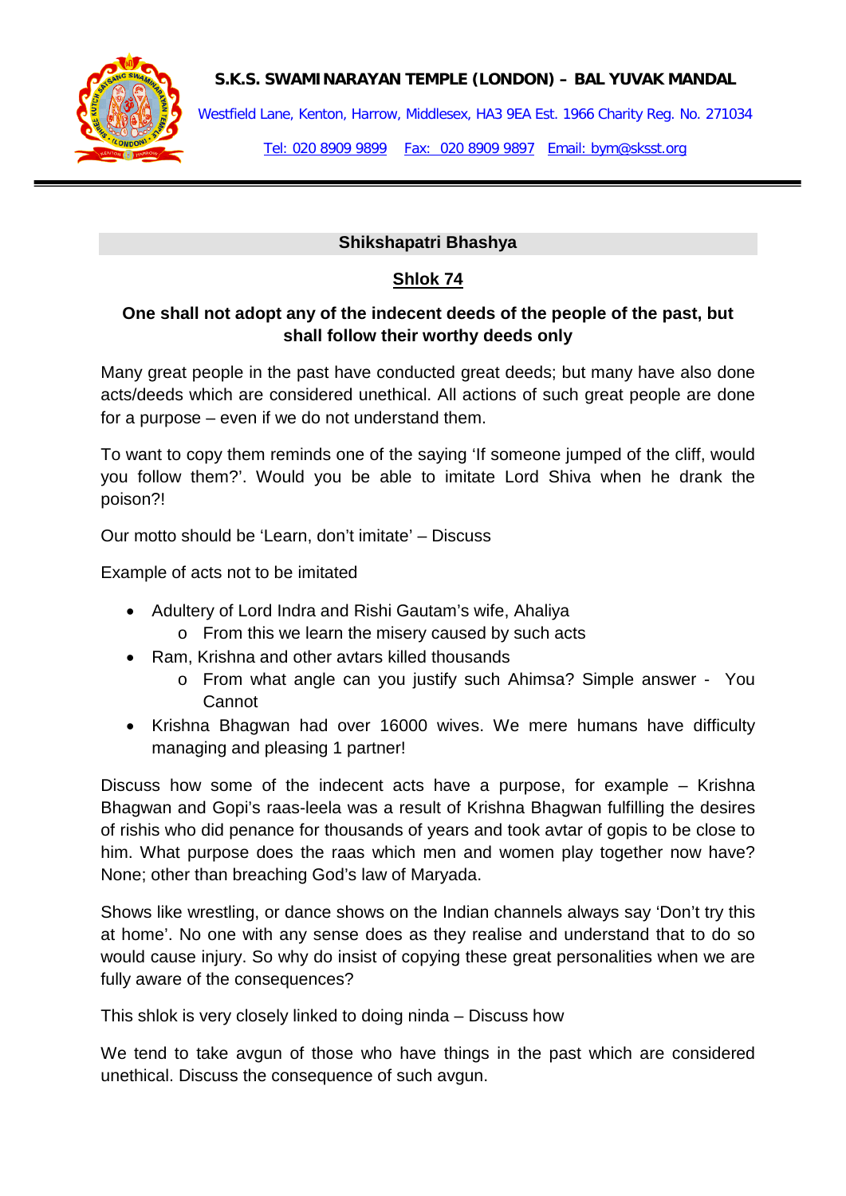**S.K.S. SWAMINARAYAN TEMPLE (LONDON) – BAL YUVAK MANDAL**

Westfield Lane, Kenton, Harrow, Middlesex, HA3 9EA Est. 1966 Charity Reg. No. 271034

Tel: 020 8909 9899 Fax: 020 8909 9897 Email: bym@sksst.org

---

## Shikshapatri Bhashya

### Shlok 74

**One shall not adopt any of the indecent deeds of the people of the past, but shall follow their worthy deeds only**

Many great people in the past have conducted great deeds; but many have also done acts/deeds which are considered unethical. All actions of such great people are done for a purpose – even if we do not understand them.

To want to copy them reminds one of the saying 'If someone jumped of the cliff, would you follow them?'. Would you be able to imitate Lord Shiva when he drank the poison?!

Our motto should be 'Learn, don't imitate' – Discuss

Example of acts not to be imitated

- Adultery of Lord Indra and Rishi Gautam's wife, Ahaliya
  - From this we learn the misery caused by such acts
- Ram, Krishna and other avtars killed thousands
  - From what angle can you justify such Ahimsa? Simple answer - You Cannot
- Krishna Bhagwan had over 16000 wives. We mere humans have difficulty managing and pleasing 1 partner!

Discuss how some of the indecent acts have a purpose, for example – Krishna Bhagwan and Gopi's raas-leela was a result of Krishna Bhagwan fulfilling the desires of rishis who did penance for thousands of years and took avtar of gopis to be close to him. What purpose does the raas which men and women play together now have? None; other than breaching God's law of Maryada.

Shows like wrestling, or dance shows on the Indian channels always say 'Don't try this at home'. No one with any sense does as they realise and understand that to do so would cause injury. So why do insist of copying these great personalities when we are fully aware of the consequences?

This shlok is very closely linked to doing ninda – Discuss how

We tend to take avgun of those who have things in the past which are considered unethical. Discuss the consequence of such avgun.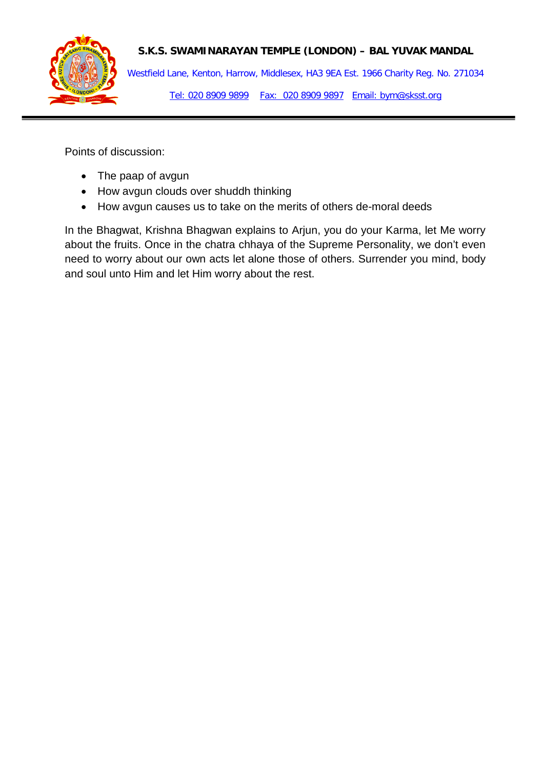Points of discussion:

- The paap of avgun
- How avgun clouds over shuddh thinking
- How avgun causes us to take on the merits of others de-moral deeds

In the Bhagwat, Krishna Bhagwan explains to Arjun, you do your Karma, let Me worry about the fruits. Once in the chatra chhaya of the Supreme Personality, we don't even need to worry about our own acts let alone those of others. Surrender you mind, body and soul unto Him and let Him worry about the rest.